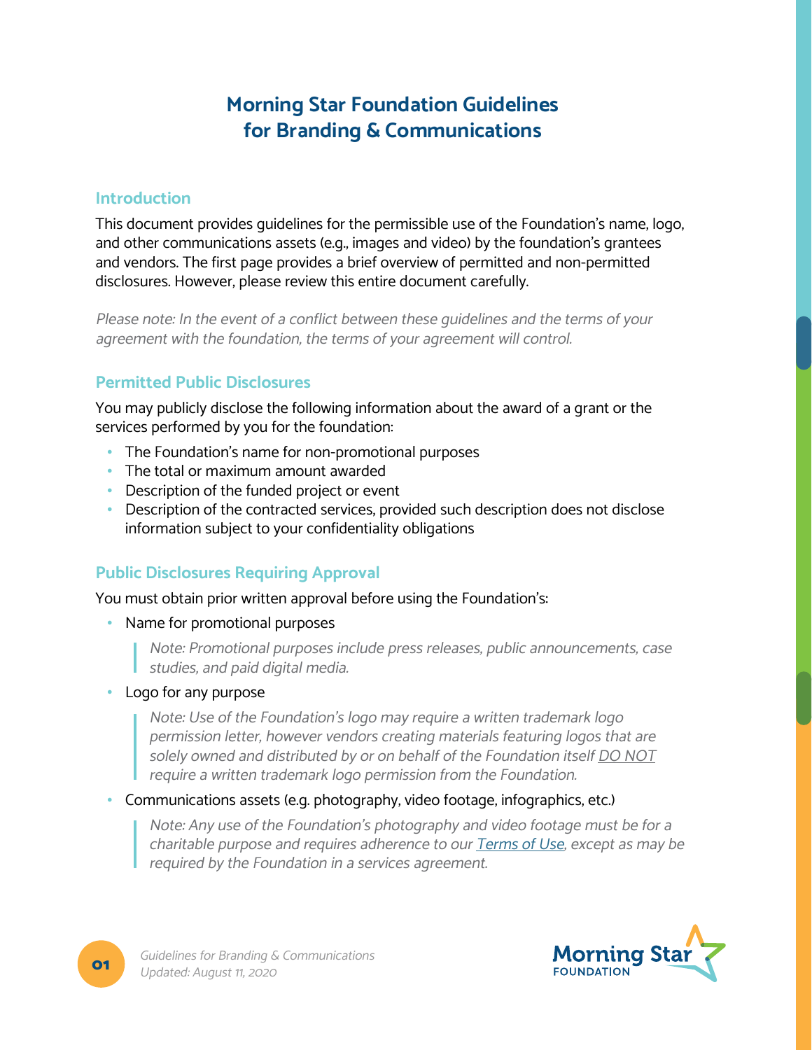# Morning Star Foundation Guidelines for Branding & Communications

## Introduction

This document provides guidelines for the permissible use of the Foundation's name, logo, and other communications assets (e.g., images and video) by the foundation's grantees and vendors. The first page provides a brief overview of permitted and non-permitted disclosures. However, please review this entire document carefully.

*Please note: In the event of a conflict between these guidelines and the terms of your agreement with the foundation, the terms of your agreement will control.*

## Permitted Public Disclosures

You may publicly disclose the following information about the award of a grant or the services performed by you for the foundation:

- The Foundation's name for non-promotional purposes
- The total or maximum amount awarded
- Description of the funded project or event
- Description of the contracted services, provided such description does not disclose information subject to your confidentiality obligations

## Public Disclosures Requiring Approval

You must obtain prior written approval before using the Foundation's:

- Name for promotional purposes

  > *Note: Promotional purposes include press releases, public announcements, case studies, and paid digital media.*

- Logo for any purpose

  > *Note: Use of the Foundation's logo may require a written trademark logo permission letter, however vendors creating materials featuring logos that are solely owned and distributed by or on behalf of the Foundation itself DO NOT require a written trademark logo permission from the Foundation.*

- Communications assets (e.g. photography, video footage, infographics, etc.)

  > *Note: Any use of the Foundation's photography and video footage must be for a charitable purpose and requires adherence to our Terms of Use, except as may be required by the Foundation in a services agreement.*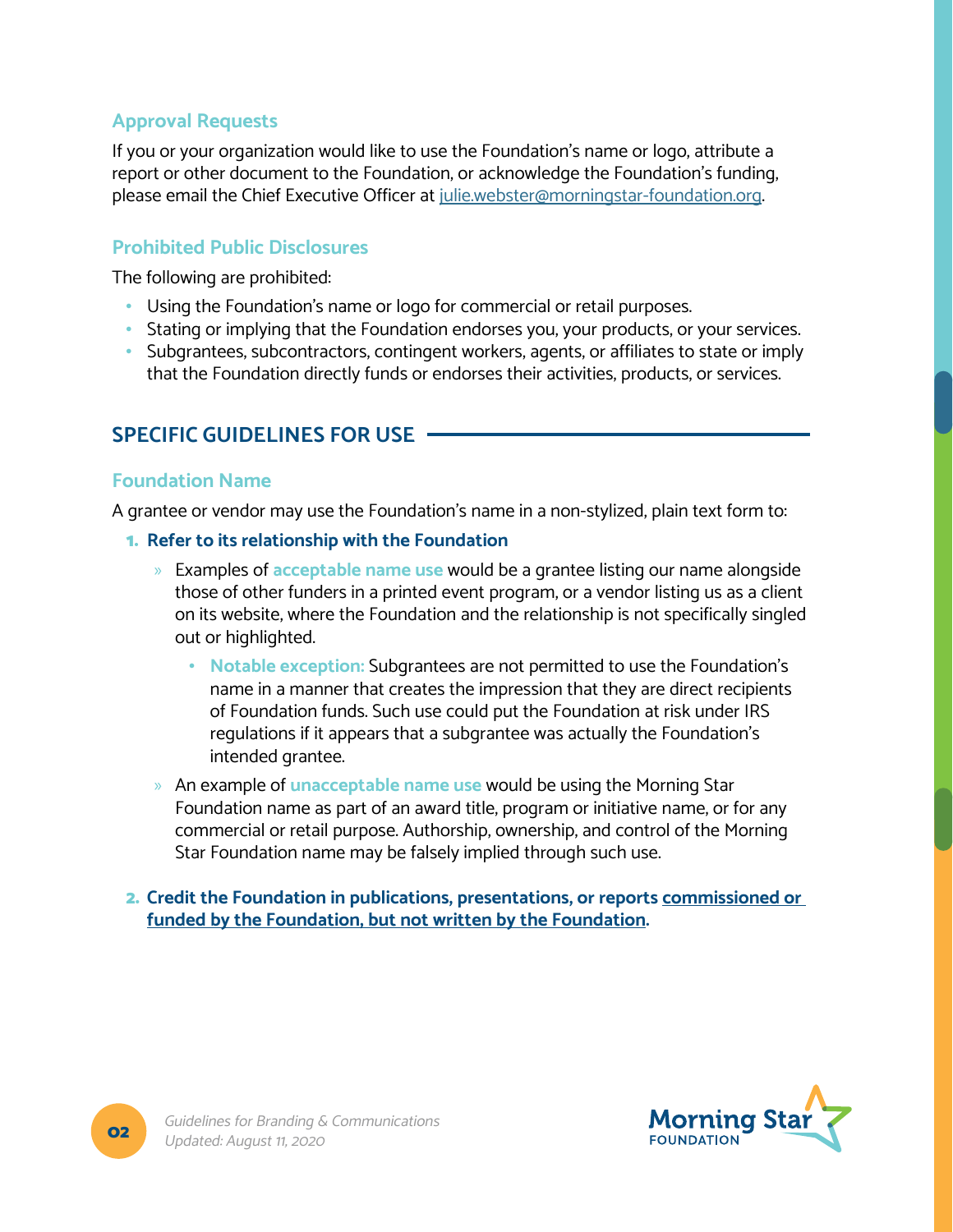### Approval Requests

If you or your organization would like to use the Foundation's name or logo, attribute a report or other document to the Foundation, or acknowledge the Foundation's funding, please email the Chief Executive Officer at julie.webster@morningstar-foundation.org.

### Prohibited Public Disclosures

The following are prohibited:

- Using the Foundation's name or logo for commercial or retail purposes.
- Stating or implying that the Foundation endorses you, your products, or your services.
- Subgrantees, subcontractors, contingent workers, agents, or affiliates to state or imply that the Foundation directly funds or endorses their activities, products, or services.

## SPECIFIC GUIDELINES FOR USE

### Foundation Name

A grantee or vendor may use the Foundation's name in a non-stylized, plain text form to:

1. **Refer to its relationship with the Foundation**
   - Examples of **acceptable name use** would be a grantee listing our name alongside those of other funders in a printed event program, or a vendor listing us as a client on its website, where the Foundation and the relationship is not specifically singled out or highlighted.
     - **Notable exception:** Subgrantees are not permitted to use the Foundation's name in a manner that creates the impression that they are direct recipients of Foundation funds. Such use could put the Foundation at risk under IRS regulations if it appears that a subgrantee was actually the Foundation's intended grantee.
   - An example of **unacceptable name use** would be using the Morning Star Foundation name as part of an award title, program or initiative name, or for any commercial or retail purpose. Authorship, ownership, and control of the Morning Star Foundation name may be falsely implied through such use.
2. **Credit the Foundation in publications, presentations, or reports commissioned or funded by the Foundation, but not written by the Foundation.**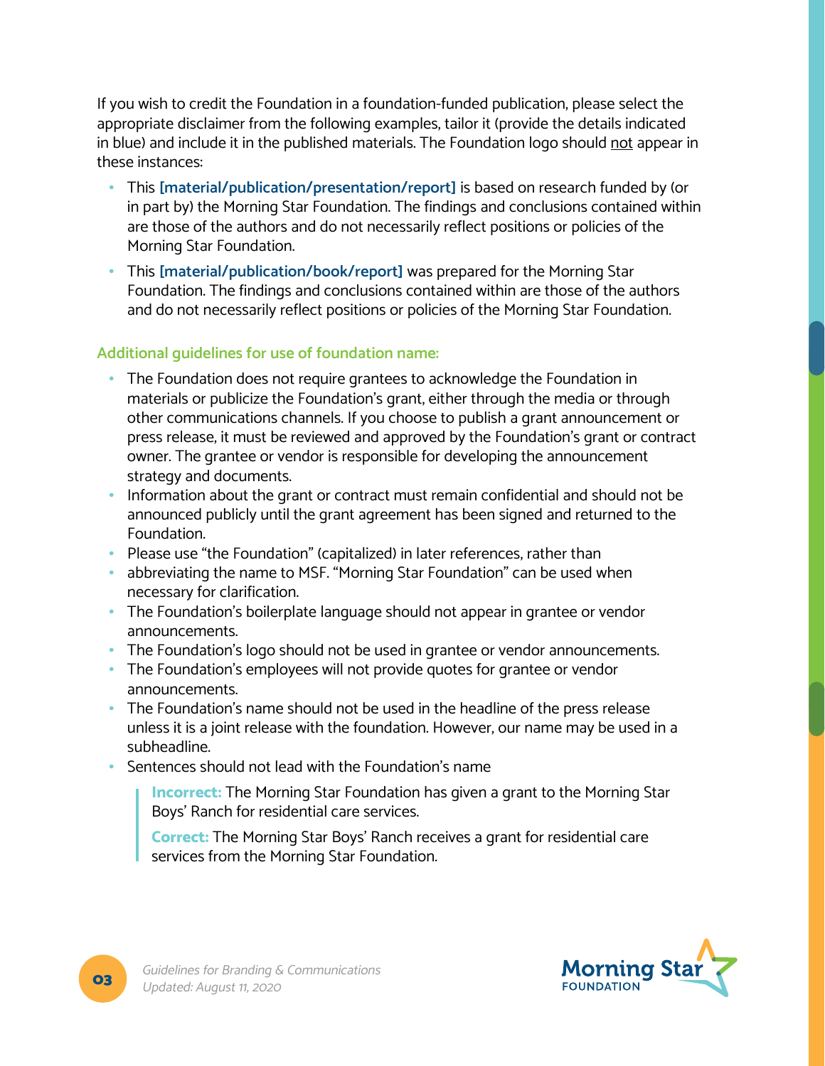If you wish to credit the Foundation in a foundation-funded publication, please select the appropriate disclaimer from the following examples, tailor it (provide the details indicated in blue) and include it in the published materials. The Foundation logo should not appear in these instances:

- This **[material/publication/presentation/report]** is based on research funded by (or in part by) the Morning Star Foundation. The findings and conclusions contained within are those of the authors and do not necessarily reflect positions or policies of the Morning Star Foundation.
- This **[material/publication/book/report]** was prepared for the Morning Star Foundation. The findings and conclusions contained within are those of the authors and do not necessarily reflect positions or policies of the Morning Star Foundation.

### Additional guidelines for use of foundation name:

- The Foundation does not require grantees to acknowledge the Foundation in materials or publicize the Foundation's grant, either through the media or through other communications channels. If you choose to publish a grant announcement or press release, it must be reviewed and approved by the Foundation's grant or contract owner. The grantee or vendor is responsible for developing the announcement strategy and documents.
- Information about the grant or contract must remain confidential and should not be announced publicly until the grant agreement has been signed and returned to the Foundation.
- Please use "the Foundation" (capitalized) in later references, rather than
- abbreviating the name to MSF. "Morning Star Foundation" can be used when necessary for clarification.
- The Foundation's boilerplate language should not appear in grantee or vendor announcements.
- The Foundation's logo should not be used in grantee or vendor announcements.
- The Foundation's employees will not provide quotes for grantee or vendor announcements.
- The Foundation's name should not be used in the headline of the press release unless it is a joint release with the foundation. However, our name may be used in a subheadline.
- Sentences should not lead with the Foundation's name

> **Incorrect:** The Morning Star Foundation has given a grant to the Morning Star Boys' Ranch for residential care services.
>
> **Correct:** The Morning Star Boys' Ranch receives a grant for residential care services from the Morning Star Foundation.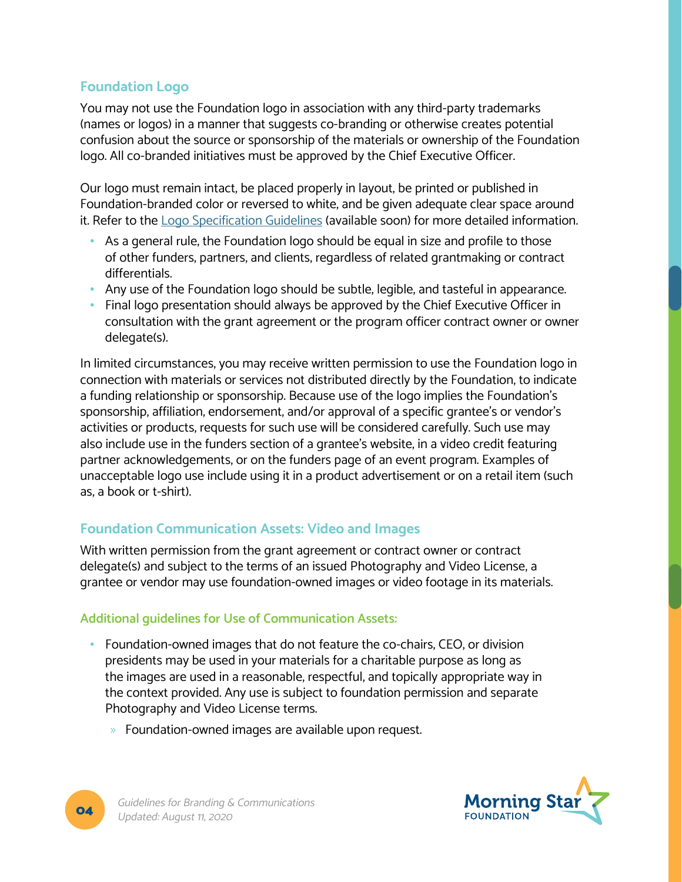## Foundation Logo

You may not use the Foundation logo in association with any third-party trademarks (names or logos) in a manner that suggests co-branding or otherwise creates potential confusion about the source or sponsorship of the materials or ownership of the Foundation logo. All co-branded initiatives must be approved by the Chief Executive Officer.

Our logo must remain intact, be placed properly in layout, be printed or published in Foundation-branded color or reversed to white, and be given adequate clear space around it. Refer to the Logo Specification Guidelines (available soon) for more detailed information.

- As a general rule, the Foundation logo should be equal in size and profile to those of other funders, partners, and clients, regardless of related grantmaking or contract differentials.
- Any use of the Foundation logo should be subtle, legible, and tasteful in appearance.
- Final logo presentation should always be approved by the Chief Executive Officer in consultation with the grant agreement or the program officer contract owner or owner delegate(s).

In limited circumstances, you may receive written permission to use the Foundation logo in connection with materials or services not distributed directly by the Foundation, to indicate a funding relationship or sponsorship. Because use of the logo implies the Foundation's sponsorship, affiliation, endorsement, and/or approval of a specific grantee's or vendor's activities or products, requests for such use will be considered carefully. Such use may also include use in the funders section of a grantee's website, in a video credit featuring partner acknowledgements, or on the funders page of an event program. Examples of unacceptable logo use include using it in a product advertisement or on a retail item (such as, a book or t-shirt).

## Foundation Communication Assets: Video and Images

With written permission from the grant agreement or contract owner or contract delegate(s) and subject to the terms of an issued Photography and Video License, a grantee or vendor may use foundation-owned images or video footage in its materials.

### Additional guidelines for Use of Communication Assets:

- Foundation-owned images that do not feature the co-chairs, CEO, or division presidents may be used in your materials for a charitable purpose as long as the images are used in a reasonable, respectful, and topically appropriate way in the context provided. Any use is subject to foundation permission and separate Photography and Video License terms.
  - Foundation-owned images are available upon request.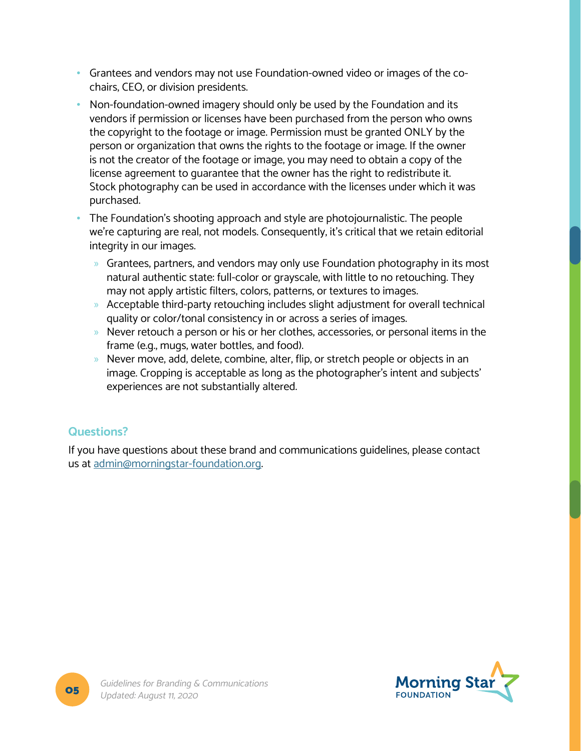- Grantees and vendors may not use Foundation-owned video or images of the co-chairs, CEO, or division presidents.
- Non-foundation-owned imagery should only be used by the Foundation and its vendors if permission or licenses have been purchased from the person who owns the copyright to the footage or image. Permission must be granted ONLY by the person or organization that owns the rights to the footage or image. If the owner is not the creator of the footage or image, you may need to obtain a copy of the license agreement to guarantee that the owner has the right to redistribute it. Stock photography can be used in accordance with the licenses under which it was purchased.
- The Foundation's shooting approach and style are photojournalistic. The people we're capturing are real, not models. Consequently, it's critical that we retain editorial integrity in our images.
  - Grantees, partners, and vendors may only use Foundation photography in its most natural authentic state: full-color or grayscale, with little to no retouching. They may not apply artistic filters, colors, patterns, or textures to images.
  - Acceptable third-party retouching includes slight adjustment for overall technical quality or color/tonal consistency in or across a series of images.
  - Never retouch a person or his or her clothes, accessories, or personal items in the frame (e.g., mugs, water bottles, and food).
  - Never move, add, delete, combine, alter, flip, or stretch people or objects in an image. Cropping is acceptable as long as the photographer's intent and subjects' experiences are not substantially altered.

## Questions?

If you have questions about these brand and communications guidelines, please contact us at admin@morningstar-foundation.org.